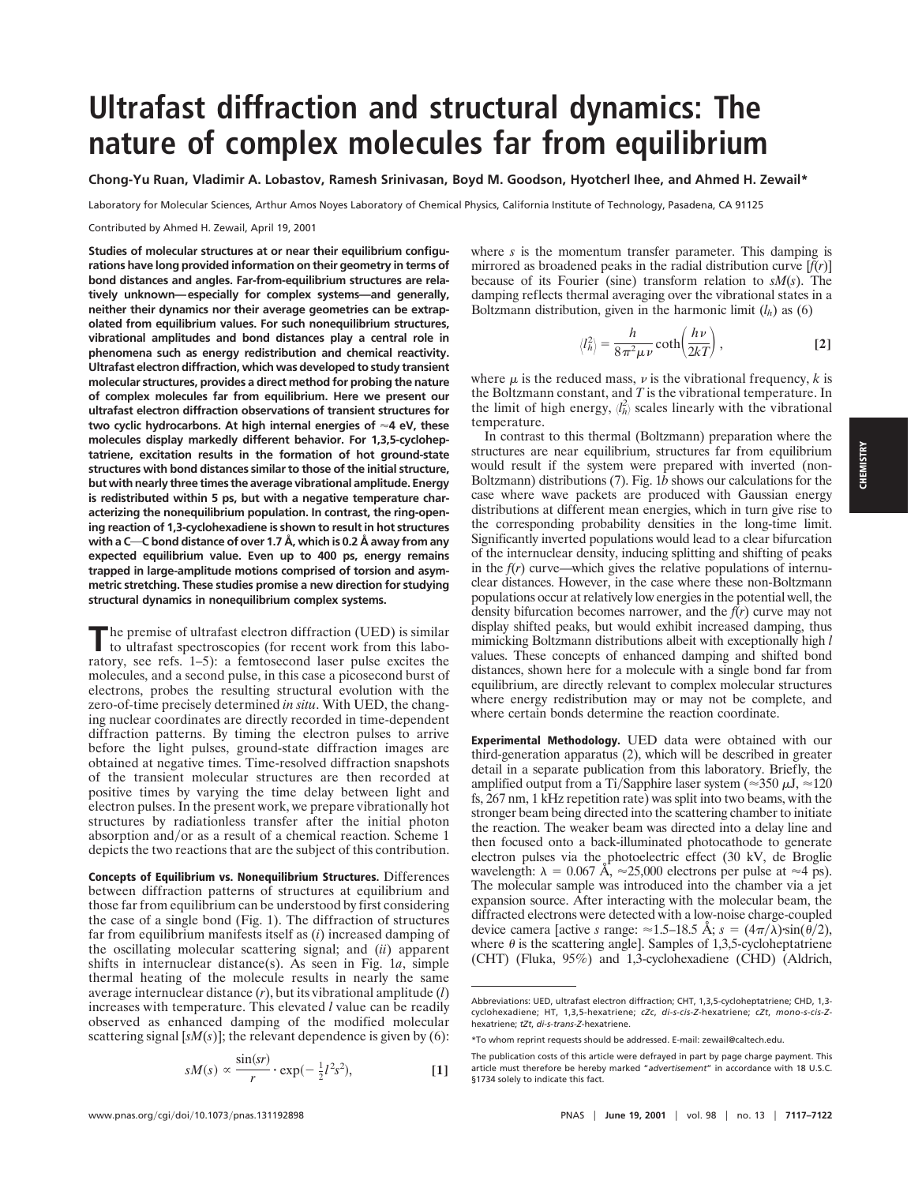# Ultrafast diffraction and structural dynamics: The nature of complex molecules far from equilibrium

**Chong-Yu Ruan, Vladimir A. Lobastov, Ramesh Srinivasan, Boyd M. Goodson, Hyotcherl Ihee, and Ahmed H. Zewail***

Laboratory for Molecular Sciences, Arthur Amos Noyes Laboratory of Chemical Physics, California Institute of Technology, Pasadena, CA 91125

Contributed by Ahmed H. Zewail, April 19, 2001

**Studies of molecular structures at or near their equilibrium configurations have long provided information on their geometry in terms of bond distances and angles. Far-from-equilibrium structures are relatively unknown—especially for complex systems—and generally, neither their dynamics nor their average geometries can be extrapolated from equilibrium values. For such nonequilibrium structures, vibrational amplitudes and bond distances play a central role in phenomena such as energy redistribution and chemical reactivity. Ultrafast electron diffraction, which was developed to study transient molecular structures, provides a direct method for probing the nature of complex molecules far from equilibrium. Here we present our ultrafast electron diffraction observations of transient structures for two cyclic hydrocarbons. At high internal energies of ≈4 eV, these molecules display markedly different behavior. For 1,3,5-cycloheptatriene, excitation results in the formation of hot ground-state structures with bond distances similar to those of the initial structure, but with nearly three times the average vibrational amplitude. Energy is redistributed within 5 ps, but with a negative temperature characterizing the nonequilibrium population. In contrast, the ring-opening reaction of 1,3-cyclohexadiene is shown to result in hot structures with a C—C bond distance of over 1.7 Å, which is 0.2 Å away from any expected equilibrium value. Even up to 400 ps, energy remains trapped in large-amplitude motions comprised of torsion and asymmetric stretching. These studies promise a new direction for studying structural dynamics in nonequilibrium complex systems.**

The premise of ultrafast electron diffraction (UED) is similar to ultrafast spectroscopies (for recent work from this laboratory, see refs. 1–5): a femtosecond laser pulse excites the molecules, and a second pulse, in this case a picosecond burst of electrons, probes the resulting structural evolution with the zero-of-time precisely determined *in situ*. With UED, the changing nuclear coordinates are directly recorded in time-dependent diffraction patterns. By timing the electron pulses to arrive before the light pulses, ground-state diffraction images are obtained at negative times. Time-resolved diffraction snapshots of the transient molecular structures are then recorded at positive times by varying the time delay between light and electron pulses. In the present work, we prepare vibrationally hot structures by radiationless transfer after the initial photon absorption and/or as a result of a chemical reaction. Scheme 1 depicts the two reactions that are the subject of this contribution.

**Concepts of Equilibrium vs. Nonequilibrium Structures.** Differences between diffraction patterns of structures at equilibrium and those far from equilibrium can be understood by first considering the case of a single bond (Fig. 1). The diffraction of structures far from equilibrium manifests itself as (*i*) increased damping of the oscillating molecular scattering signal; and (*ii*) apparent shifts in internuclear distance(s). As seen in Fig. 1*a*, simple thermal heating of the molecule results in nearly the same average internuclear distance ($r$), but its vibrational amplitude ($l$) increases with temperature. This elevated $l$ value can be readily observed as enhanced damping of the modified molecular scattering signal [$sM(s)$]; the relevant dependence is given by (6):

$$sM(s) \propto \frac{\sin(sr)}{r} \cdot \exp(-\tfrac{1}{2}l^2 s^2), \quad [1]$$

where $s$ is the momentum transfer parameter. This damping is mirrored as broadened peaks in the radial distribution curve [$f(r)$] because of its Fourier (sine) transform relation to $sM(s)$. The damping reflects thermal averaging over the vibrational states in a Boltzmann distribution, given in the harmonic limit ($l_h$) as (6)

$$\langle l_h^2 \rangle = \frac{h}{8\pi^2 \mu \nu} \coth\left(\frac{h\nu}{2kT}\right), \quad [2]$$

where $\mu$ is the reduced mass, $\nu$ is the vibrational frequency, $k$ is the Boltzmann constant, and $T$ is the vibrational temperature. In the limit of high energy, $\langle l_h^2 \rangle$ scales linearly with the vibrational temperature.

In contrast to this thermal (Boltzmann) preparation where the structures are near equilibrium, structures far from equilibrium would result if the system were prepared with inverted (non-Boltzmann) distributions (7). Fig. 1*b* shows our calculations for the case where wave packets are produced with Gaussian energy distributions at different mean energies, which in turn give rise to the corresponding probability densities in the long-time limit. Significantly inverted populations would lead to a clear bifurcation of the internuclear density, inducing splitting and shifting of peaks in the $f(r)$ curve—which gives the relative populations of internuclear distances. However, in the case where these non-Boltzmann populations occur at relatively low energies in the potential well, the density bifurcation becomes narrower, and the $f(r)$ curve may not display shifted peaks, but would exhibit increased damping, thus mimicking Boltzmann distributions albeit with exceptionally high $l$ values. These concepts of enhanced damping and shifted bond distances, shown here for a molecule with a single bond far from equilibrium, are directly relevant to complex molecular structures where energy redistribution may or may not be complete, and where certain bonds determine the reaction coordinate.

**Experimental Methodology.** UED data were obtained with our third-generation apparatus (2), which will be described in greater detail in a separate publication from this laboratory. Briefly, the amplified output from a Ti/Sapphire laser system (≈350 μJ, ≈120 fs, 267 nm, 1 kHz repetition rate) was split into two beams, with the stronger beam being directed into the scattering chamber to initiate the reaction. The weaker beam was directed into a delay line and then focused onto a back-illuminated photocathode to generate electron pulses via the photoelectric effect (30 kV, de Broglie wavelength: $\lambda$ = 0.067 Å, ≈25,000 electrons per pulse at ≈4 ps). The molecular sample was introduced into the chamber via a jet expansion source. After interacting with the molecular beam, the diffracted electrons were detected with a low-noise charge-coupled device camera [active $s$ range: ≈1.5–18.5 Å; $s = (4\pi/\lambda)\cdot\sin(\theta/2)$, where $\theta$ is the scattering angle]. Samples of 1,3,5-cycloheptatriene (CHT) (Fluka, 95%) and 1,3-cyclohexadiene (CHD) (Aldrich,

---

Abbreviations: UED, ultrafast electron diffraction; CHT, 1,3,5-cycloheptatriene; CHD, 1,3-cyclohexadiene; HT, 1,3,5-hexatriene; *cZc*, *di-s-cis-Z*-hexatriene; *cZt*, *mono-s-cis-Z*-hexatriene; *tZt*, *di-s-trans-Z*-hexatriene.

*To whom reprint requests should be addressed. E-mail: zewail@caltech.edu.

The publication costs of this article were defrayed in part by page charge payment. This article must therefore be hereby marked "*advertisement*" in accordance with 18 U.S.C. §1734 solely to indicate this fact.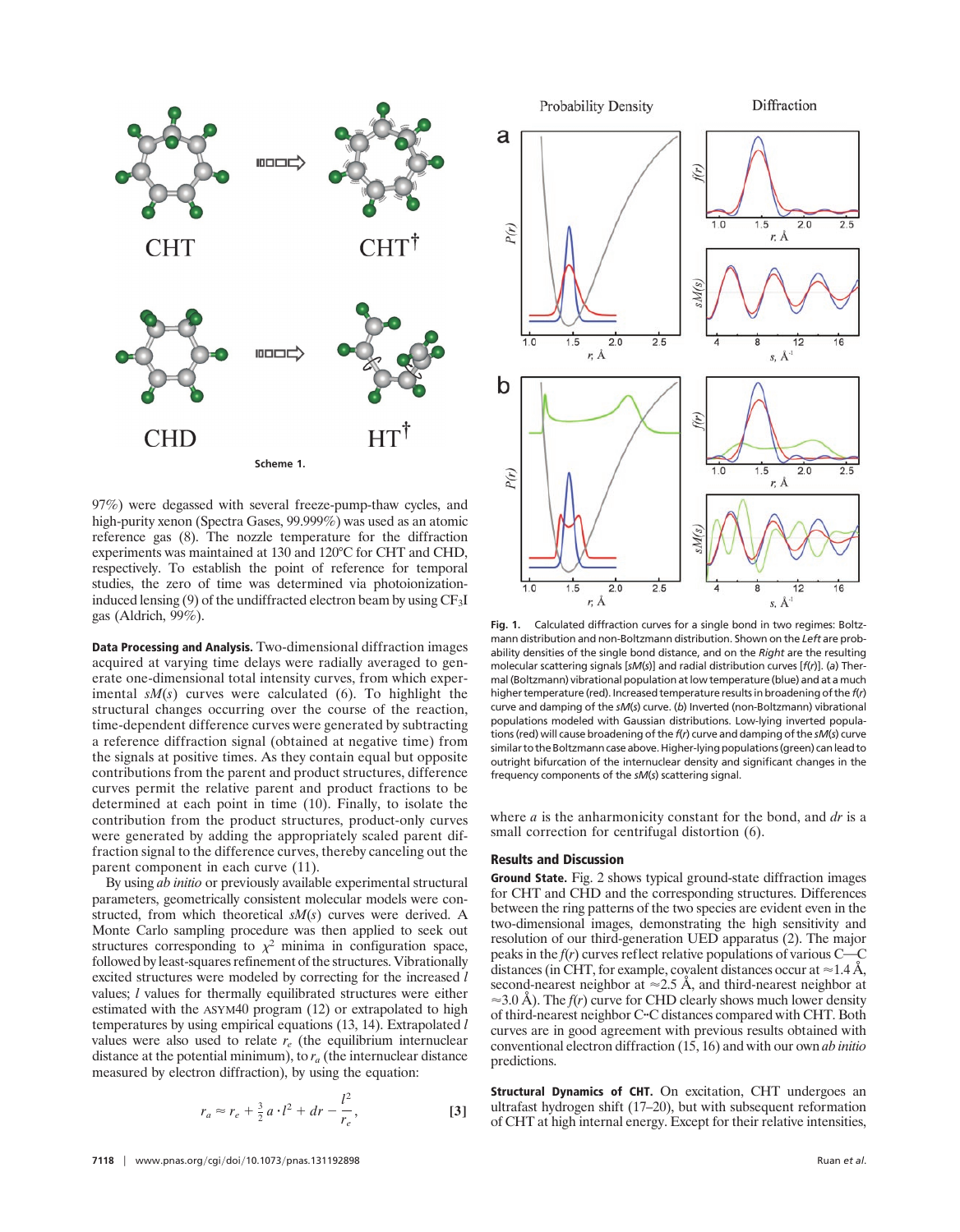Scheme 1.

97%) were degassed with several freeze-pump-thaw cycles, and high-purity xenon (Spectra Gases, 99.999%) was used as an atomic reference gas (8). The nozzle temperature for the diffraction experiments was maintained at 130 and 120°C for CHT and CHD, respectively. To establish the point of reference for temporal studies, the zero of time was determined via photoionization-induced lensing (9) of the undiffracted electron beam by using $CF_3I$ gas (Aldrich, 99%).

**Data Processing and Analysis.** Two-dimensional diffraction images acquired at varying time delays were radially averaged to generate one-dimensional total intensity curves, from which experimental $sM(s)$ curves were calculated (6). To highlight the structural changes occurring over the course of the reaction, time-dependent difference curves were generated by subtracting a reference diffraction signal (obtained at negative time) from the signals at positive times. As they contain equal but opposite contributions from the parent and product structures, difference curves permit the relative parent and product fractions to be determined at each point in time (10). Finally, to isolate the contribution from the product structures, product-only curves were generated by adding the appropriately scaled parent diffraction signal to the difference curves, thereby canceling out the parent component in each curve (11).

By using *ab initio* or previously available experimental structural parameters, geometrically consistent molecular models were constructed, from which theoretical $sM(s)$ curves were derived. A Monte Carlo sampling procedure was then applied to seek out structures corresponding to $\chi^2$ minima in configuration space, followed by least-squares refinement of the structures. Vibrationally excited structures were modeled by correcting for the increased $l$ values; $l$ values for thermally equilibrated structures were either estimated with the ASYM40 program (12) or extrapolated to high temperatures by using empirical equations (13, 14). Extrapolated $l$ values were also used to relate $r_e$ (the equilibrium internuclear distance at the potential minimum), to $r_a$ (the internuclear distance measured by electron diffraction), by using the equation:

$$r_a \approx r_e + \tfrac{3}{2}\,a \cdot l^2 + dr - \frac{l^2}{r_e}, \qquad [3]$$

**Fig. 1.** Calculated diffraction curves for a single bond in two regimes: Boltzmann distribution and non-Boltzmann distribution. Shown on the *Left* are probability densities of the single bond distance, and on the *Right* are the resulting molecular scattering signals [$sM(s)$] and radial distribution curves [$f(r)$]. (*a*) Thermal (Boltzmann) vibrational population at low temperature (blue) and at a much higher temperature (red). Increased temperature results in broadening of the $f(r)$ curve and damping of the $sM(s)$ curve. (*b*) Inverted (non-Boltzmann) vibrational populations modeled with Gaussian distributions. Low-lying inverted populations (red) will cause broadening of the $f(r)$ curve and damping of the $sM(s)$ curve similar to the Boltzmann case above. Higher-lying populations (green) can lead to outright bifurcation of the internuclear density and significant changes in the frequency components of the $sM(s)$ scattering signal.

where $a$ is the anharmonicity constant for the bond, and $dr$ is a small correction for centrifugal distortion (6).

## Results and Discussion

**Ground State.** Fig. 2 shows typical ground-state diffraction images for CHT and CHD and the corresponding structures. Differences between the ring patterns of the two species are evident even in the two-dimensional images, demonstrating the high sensitivity and resolution of our third-generation UED apparatus (2). The major peaks in the $f(r)$ curves reflect relative populations of various C—C distances (in CHT, for example, covalent distances occur at ≈1.4 Å, second-nearest neighbor at ≈2.5 Å, and third-nearest neighbor at ≈3.0 Å). The $f(r)$ curve for CHD clearly shows much lower density of third-nearest neighbor C··C distances compared with CHT. Both curves are in good agreement with previous results obtained with conventional electron diffraction (15, 16) and with our own *ab initio* predictions.

**Structural Dynamics of CHT.** On excitation, CHT undergoes an ultrafast hydrogen shift (17–20), but with subsequent reformation of CHT at high internal energy. Except for their relative intensities,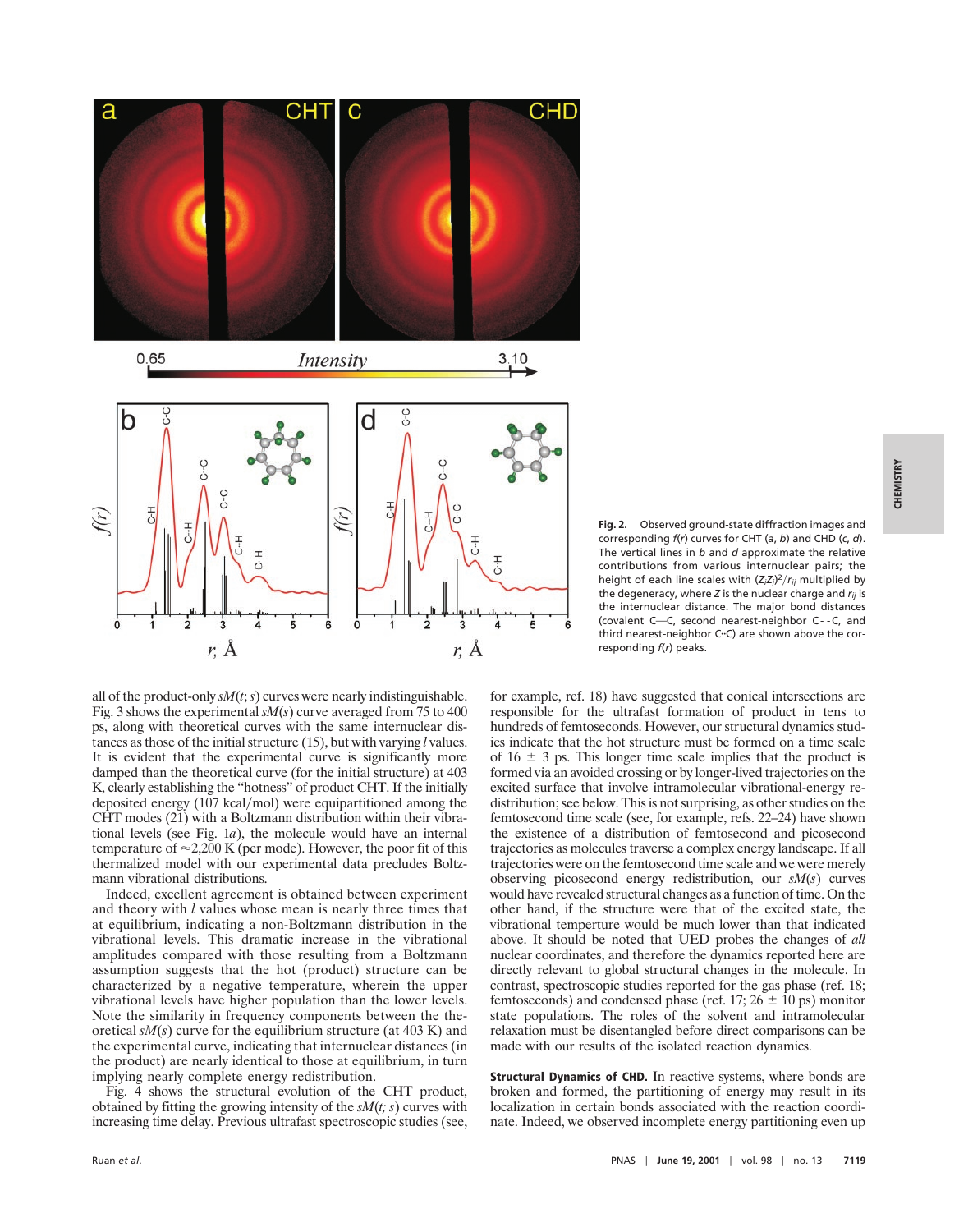a CHT c CHD

0.65 Intensity 3.10

b d

f(r)

C-H C-C C-H C--C C··C C··H C··H

r, Å

0 1 2 3 4 5 6

Fig. 2. Observed ground-state diffraction images and corresponding $f(r)$ curves for CHT (*a*, *b*) and CHD (*c*, *d*). The vertical lines in *b* and *d* approximate the relative contributions from various internuclear pairs; the height of each line scales with $(Z_iZ_j)^2/r_{ij}$ multiplied by the degeneracy, where $Z$ is the nuclear charge and $r_{ij}$ is the internuclear distance. The major bond distances (covalent C—C, second nearest-neighbor C- - C, and third nearest-neighbor C··C) are shown above the corresponding $f(r)$ peaks.

all of the product-only $sM(t; s)$ curves were nearly indistinguishable. Fig. 3 shows the experimental $sM(s)$ curve averaged from 75 to 400 ps, along with theoretical curves with the same internuclear distances as those of the initial structure (15), but with varying $l$ values. It is evident that the experimental curve is significantly more damped than the theoretical curve (for the initial structure) at 403 K, clearly establishing the "hotness" of product CHT. If the initially deposited energy (107 kcal/mol) were equipartitioned among the CHT modes (21) with a Boltzmann distribution within their vibrational levels (see Fig. 1*a*), the molecule would have an internal temperature of ≈2,200 K (per mode). However, the poor fit of this thermalized model with our experimental data precludes Boltzmann vibrational distributions.

Indeed, excellent agreement is obtained between experiment and theory with $l$ values whose mean is nearly three times that at equilibrium, indicating a non-Boltzmann distribution in the vibrational levels. This dramatic increase in the vibrational amplitudes compared with those resulting from a Boltzmann assumption suggests that the hot (product) structure can be characterized by a negative temperature, wherein the upper vibrational levels have higher population than the lower levels. Note the similarity in frequency components between the theoretical $sM(s)$ curve for the equilibrium structure (at 403 K) and the experimental curve, indicating that internuclear distances (in the product) are nearly identical to those at equilibrium, in turn implying nearly complete energy redistribution.

Fig. 4 shows the structural evolution of the CHT product, obtained by fitting the growing intensity of the $sM(t; s)$ curves with increasing time delay. Previous ultrafast spectroscopic studies (see, for example, ref. 18) have suggested that conical intersections are responsible for the ultrafast formation of product in tens to hundreds of femtoseconds. However, our structural dynamics studies indicate that the hot structure must be formed on a time scale of 16 ± 3 ps. This longer time scale implies that the product is formed via an avoided crossing or by longer-lived trajectories on the excited surface that involve intramolecular vibrational-energy redistribution; see below. This is not surprising, as other studies on the femtosecond time scale (see, for example, refs. 22–24) have shown the existence of a distribution of femtosecond and picosecond trajectories as molecules traverse a complex energy landscape. If all trajectories were on the femtosecond time scale and we were merely observing picosecond energy redistribution, our $sM(s)$ curves would have revealed structural changes as a function of time. On the other hand, if the structure were that of the excited state, the vibrational temperture would be much lower than that indicated above. It should be noted that UED probes the changes of *all* nuclear coordinates, and therefore the dynamics reported here are directly relevant to global structural changes in the molecule. In contrast, spectroscopic studies reported for the gas phase (ref. 18; femtoseconds) and condensed phase (ref. 17; 26 ± 10 ps) monitor state populations. The roles of the solvent and intramolecular relaxation must be disentangled before direct comparisons can be made with our results of the isolated reaction dynamics.

**Structural Dynamics of CHD.** In reactive systems, where bonds are broken and formed, the partitioning of energy may result in its localization in certain bonds associated with the reaction coordinate. Indeed, we observed incomplete energy partitioning even up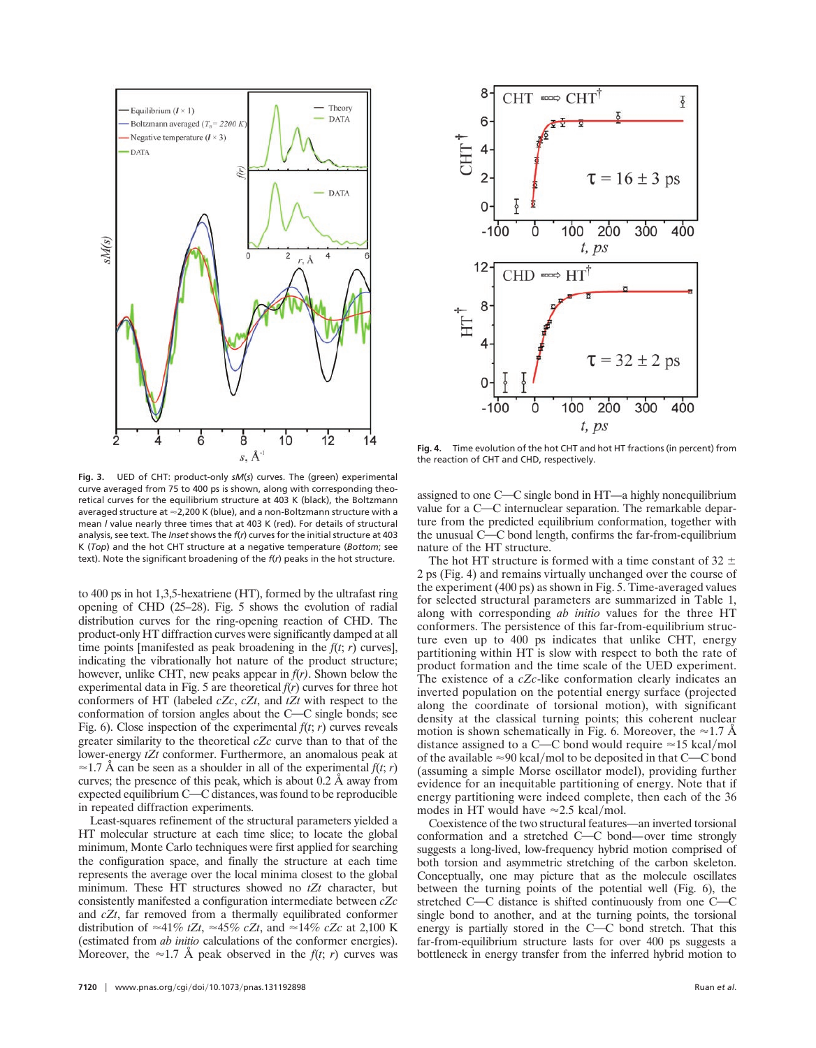**Fig. 3.** UED of CHT: product-only *sM*(*s*) curves. The (green) experimental curve averaged from 75 to 400 ps is shown, along with corresponding theoretical curves for the equilibrium structure at 403 K (black), the Boltzmann averaged structure at ≈2,200 K (blue), and a non-Boltzmann structure with a mean *l* value nearly three times that at 403 K (red). For details of structural analysis, see text. The *Inset* shows the *f*(*r*) curves for the initial structure at 403 K (*Top*) and the hot CHT structure at a negative temperature (*Bottom*; see text). Note the significant broadening of the *f*(*r*) peaks in the hot structure.

**Fig. 4.** Time evolution of the hot CHT and hot HT fractions (in percent) from the reaction of CHT and CHD, respectively.

to 400 ps in hot 1,3,5-hexatriene (HT), formed by the ultrafast ring opening of CHD (25–28). Fig. 5 shows the evolution of radial distribution curves for the ring-opening reaction of CHD. The product-only HT diffraction curves were significantly damped at all time points [manifested as peak broadening in the $f(t; r)$ curves], indicating the vibrationally hot nature of the product structure; however, unlike CHT, new peaks appear in $f(r)$. Shown below the experimental data in Fig. 5 are theoretical $f(r)$ curves for three hot conformers of HT (labeled *cZc*, *cZt*, and *tZt* with respect to the conformation of torsion angles about the C—C single bonds; see Fig. 6). Close inspection of the experimental $f(t; r)$ curves reveals greater similarity to the theoretical *cZc* curve than to that of the lower-energy *tZt* conformer. Furthermore, an anomalous peak at ≈1.7 Å can be seen as a shoulder in all of the experimental $f(t; r)$ curves; the presence of this peak, which is about 0.2 Å away from expected equilibrium C—C distances, was found to be reproducible in repeated diffraction experiments.

Least-squares refinement of the structural parameters yielded a HT molecular structure at each time slice; to locate the global minimum, Monte Carlo techniques were first applied for searching the configuration space, and finally the structure at each time represents the average over the local minima closest to the global minimum. These HT structures showed no *tZt* character, but consistently manifested a configuration intermediate between *cZc* and *cZt*, far removed from a thermally equilibrated conformer distribution of ≈41% *tZt*, ≈45% *cZt*, and ≈14% *cZc* at 2,100 K (estimated from *ab initio* calculations of the conformer energies). Moreover, the ≈1.7 Å peak observed in the $f(t; r)$ curves was assigned to one C—C single bond in HT—a highly nonequilibrium value for a C—C internuclear separation. The remarkable departure from the predicted equilibrium conformation, together with the unusual C—C bond length, confirms the far-from-equilibrium nature of the HT structure.

The hot HT structure is formed with a time constant of 32 ± 2 ps (Fig. 4) and remains virtually unchanged over the course of the experiment (400 ps) as shown in Fig. 5. Time-averaged values for selected structural parameters are summarized in Table 1, along with corresponding *ab initio* values for the three HT conformers. The persistence of this far-from-equilibrium structure even up to 400 ps indicates that unlike CHT, energy partitioning within HT is slow with respect to both the rate of product formation and the time scale of the UED experiment. The existence of a *cZc*-like conformation clearly indicates an inverted population on the potential energy surface (projected along the coordinate of torsional motion), with significant density at the classical turning points; this coherent nuclear motion is shown schematically in Fig. 6. Moreover, the ≈1.7 Å distance assigned to a C—C bond would require ≈15 kcal/mol of the available ≈90 kcal/mol to be deposited in that C—C bond (assuming a simple Morse oscillator model), providing further evidence for an inequitable partitioning of energy. Note that if energy partitioning were indeed complete, then each of the 36 modes in HT would have ≈2.5 kcal/mol.

Coexistence of the two structural features—an inverted torsional conformation and a stretched C—C bond—over time strongly suggests a long-lived, low-frequency hybrid motion comprised of both torsion and asymmetric stretching of the carbon skeleton. Conceptually, one may picture that as the molecule oscillates between the turning points of the potential well (Fig. 6), the stretched C—C distance is shifted continuously from one C—C single bond to another, and at the turning points, the torsional energy is partially stored in the C—C bond stretch. That this far-from-equilibrium structure lasts for over 400 ps suggests a bottleneck in energy transfer from the inferred hybrid motion to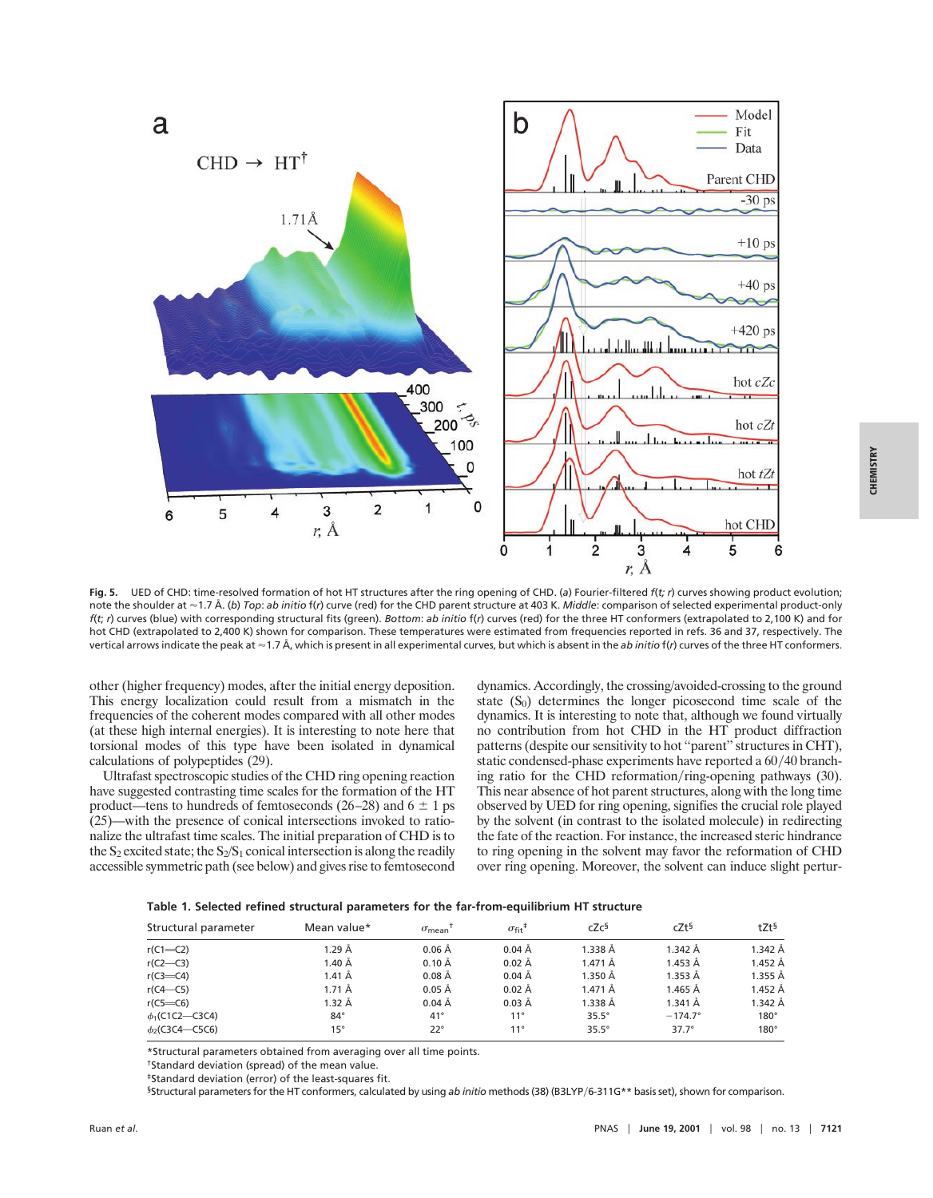**Fig. 5.** UED of CHD: time-resolved formation of hot HT structures after the ring opening of CHD. (*a*) Fourier-filtered *f*(*t*; *r*) curves showing product evolution; note the shoulder at ≈1.7 Å. (*b*) *Top*: *ab initio* f(*r*) curve (red) for the CHD parent structure at 403 K. *Middle*: comparison of selected experimental product-only *f*(*t*; *r*) curves (blue) with corresponding structural fits (green). *Bottom*: *ab initio* f(*r*) curves (red) for the three HT conformers (extrapolated to 2,100 K) and for hot CHD (extrapolated to 2,400 K) shown for comparison. These temperatures were estimated from frequencies reported in refs. 36 and 37, respectively. The vertical arrows indicate the peak at ≈1.7 Å, which is present in all experimental curves, but which is absent in the *ab initio* f(*r*) curves of the three HT conformers.

other (higher frequency) modes, after the initial energy deposition. This energy localization could result from a mismatch in the frequencies of the coherent modes compared with all other modes (at these high internal energies). It is interesting to note here that torsional modes of this type have been isolated in dynamical calculations of polypeptides (29).

Ultrafast spectroscopic studies of the CHD ring opening reaction have suggested contrasting time scales for the formation of the HT product—tens to hundreds of femtoseconds (26–28) and 6 ± 1 ps (25)—with the presence of conical intersections invoked to rationalize the ultrafast time scales. The initial preparation of CHD is to the $S_2$ excited state; the $S_2$/$S_1$ conical intersection is along the readily accessible symmetric path (see below) and gives rise to femtosecond dynamics. Accordingly, the crossing/avoided-crossing to the ground state ($S_0$) determines the longer picosecond time scale of the dynamics. It is interesting to note that, although we found virtually no contribution from hot CHD in the HT product diffraction patterns (despite our sensitivity to hot "parent" structures in CHT), static condensed-phase experiments have reported a 60/40 branching ratio for the CHD reformation/ring-opening pathways (30). This near absence of hot parent structures, along with the long time observed by UED for ring opening, signifies the crucial role played by the solvent (in contrast to the isolated molecule) in redirecting the fate of the reaction. For instance, the increased steric hindrance to ring opening in the solvent may favor the reformation of CHD over ring opening. Moreover, the solvent can induce slight pertur-

**Table 1. Selected refined structural parameters for the far-from-equilibrium HT structure**

| Structural parameter | Mean value* | $\sigma_{mean}$[†] | $\sigma_{fit}$[‡] | cZc[§] | cZt[§] | tZt[§] |
|---|---|---|---|---|---|---|
| r(C1═C2) | 1.29 Å | 0.06 Å | 0.04 Å | 1.338 Å | 1.342 Å | 1.342 Å |
| r(C2—C3) | 1.40 Å | 0.10 Å | 0.02 Å | 1.471 Å | 1.453 Å | 1.452 Å |
| r(C3═C4) | 1.41 Å | 0.08 Å | 0.04 Å | 1.350 Å | 1.353 Å | 1.355 Å |
| r(C4—C5) | 1.71 Å | 0.05 Å | 0.02 Å | 1.471 Å | 1.465 Å | 1.452 Å |
| r(C5═C6) | 1.32 Å | 0.04 Å | 0.03 Å | 1.338 Å | 1.341 Å | 1.342 Å |
| $\phi_1$(C1C2—C3C4) | 84° | 41° | 11° | 35.5° | −174.7° | 180° |
| $\phi_2$(C3C4—C5C6) | 15° | 22° | 11° | 35.5° | 37.7° | 180° |

*Structural parameters obtained from averaging over all time points.

†Standard deviation (spread) of the mean value.

‡Standard deviation (error) of the least-squares fit.

§Structural parameters for the HT conformers, calculated by using *ab initio* methods (38) (B3LYP/6-311G** basis set), shown for comparison.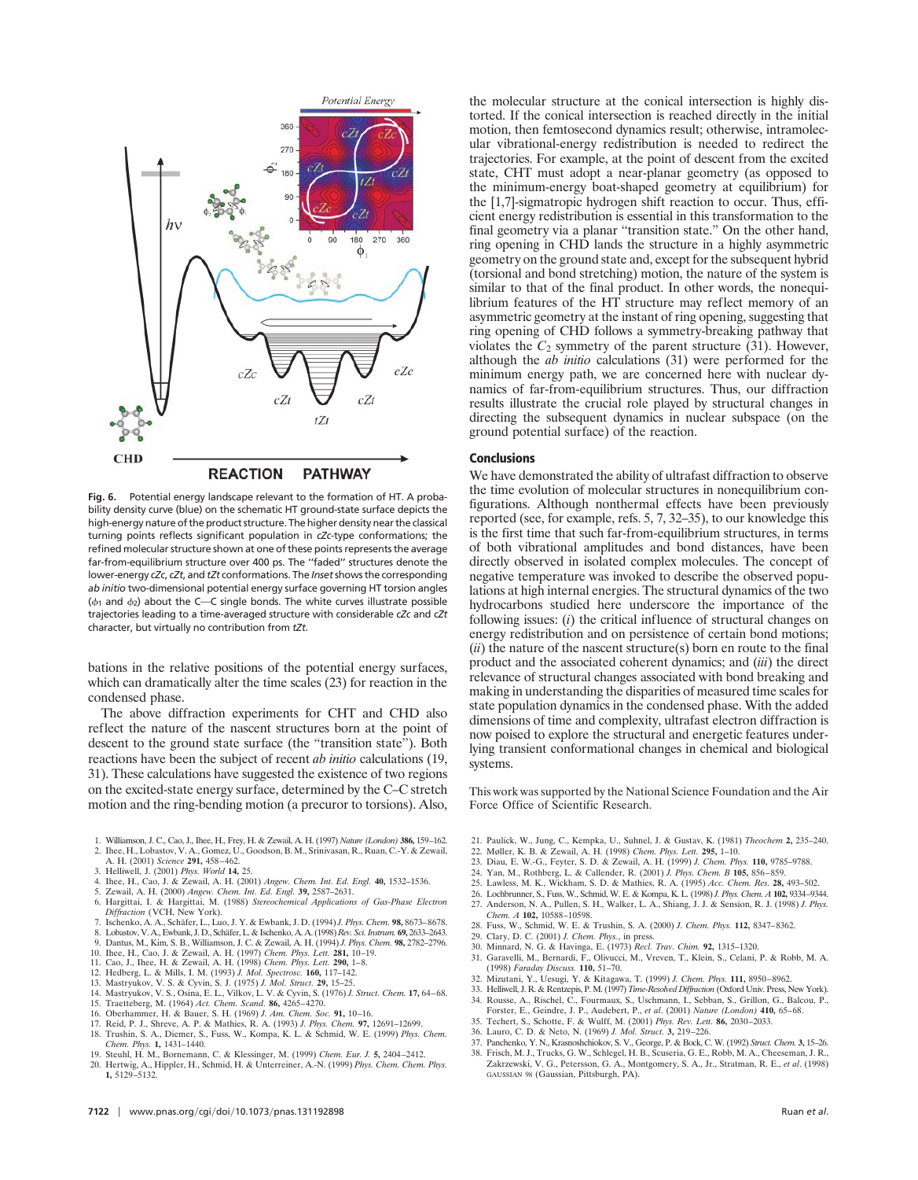Potential Energy

360
270
180
90
0
0 90 180 270 360

$\phi_2$
$\phi_1$

cZt cZc cZt cZt tZt cZc cZt

$h\nu$

$\phi_1$ $\phi_2$

cZc cZc cZt cZt tZt

CHD

REACTION PATHWAY

**Fig. 6.** Potential energy landscape relevant to the formation of HT. A probability density curve (blue) on the schematic HT ground-state surface depicts the high-energy nature of the product structure. The higher density near the classical turning points reflects significant population in *cZc*-type conformations; the refined molecular structure shown at one of these points represents the average far-from-equilibrium structure over 400 ps. The "faded" structures denote the lower-energy *cZc*, *cZt*, and *tZt* conformations. The *Inset* shows the corresponding *ab initio* two-dimensional potential energy surface governing HT torsion angles ($\phi_1$ and $\phi_2$) about the C—C single bonds. The white curves illustrate possible trajectories leading to a time-averaged structure with considerable *cZc* and *cZt* character, but virtually no contribution from *tZt*.

bations in the relative positions of the potential energy surfaces, which can dramatically alter the time scales (23) for reaction in the condensed phase.

The above diffraction experiments for CHT and CHD also reflect the nature of the nascent structures born at the point of descent to the ground state surface (the "transition state"). Both reactions have been the subject of recent *ab initio* calculations (19, 31). These calculations have suggested the existence of two regions on the excited-state energy surface, determined by the C–C stretch motion and the ring-bending motion (a precuror to torsions). Also, the molecular structure at the conical intersection is highly distorted. If the conical intersection is reached directly in the initial motion, then femtosecond dynamics result; otherwise, intramolecular vibrational-energy redistribution is needed to redirect the trajectories. For example, at the point of descent from the excited state, CHT must adopt a near-planar geometry (as opposed to the minimum-energy boat-shaped geometry at equilibrium) for the [1,7]-sigmatropic hydrogen shift reaction to occur. Thus, efficient energy redistribution is essential in this transformation to the final geometry via a planar "transition state." On the other hand, ring opening in CHD lands the structure in a highly asymmetric geometry on the ground state and, except for the subsequent hybrid (torsional and bond stretching) motion, the nature of the system is similar to that of the final product. In other words, the nonequilibrium features of the HT structure may reflect memory of an asymmetric geometry at the instant of ring opening, suggesting that ring opening of CHD follows a symmetry-breaking pathway that violates the $C_2$ symmetry of the parent structure (31). However, although the *ab initio* calculations (31) were performed for the minimum energy path, we are concerned here with nuclear dynamics of far-from-equilibrium structures. Thus, our diffraction results illustrate the crucial role played by structural changes in directing the subsequent dynamics in nuclear subspace (on the ground potential surface) of the reaction.

## Conclusions

We have demonstrated the ability of ultrafast diffraction to observe the time evolution of molecular structures in nonequilibrium configurations. Although nonthermal effects have been previously reported (see, for example, refs. 5, 7, 32–35), to our knowledge this is the first time that such far-from-equilibrium structures, in terms of both vibrational amplitudes and bond distances, have been directly observed in isolated complex molecules. The concept of negative temperature was invoked to describe the observed populations at high internal energies. The structural dynamics of the two hydrocarbons studied here underscore the importance of the following issues: (*i*) the critical influence of structural changes on energy redistribution and on persistence of certain bond motions; (*ii*) the nature of the nascent structure(s) born en route to the final product and the associated coherent dynamics; and (*iii*) the direct relevance of structural changes associated with bond breaking and making in understanding the disparities of measured time scales for state population dynamics in the condensed phase. With the added dimensions of time and complexity, ultrafast electron diffraction is now poised to explore the structural and energetic features underlying transient conformational changes in chemical and biological systems.

This work was supported by the National Science Foundation and the Air Force Office of Scientific Research.

1. Williamson, J. C., Cao, J., Ihee, H., Frey, H. & Zewail, A. H. (1997) *Nature (London)* **386,** 159–162.
2. Ihee, H., Lobastov, V. A., Gomez, U., Goodson, B. M., Srinivasan, R., Ruan, C.-Y. & Zewail, A. H. (2001) *Science* **291,** 458–462.
3. Helliwell, J. (2001) *Phys. World* **14,** 25.
4. Ihee, H., Cao, J. & Zewail, A. H. (2001) *Angew. Chem. Int. Ed. Engl.* **40,** 1532–1536.
5. Zewail, A. H. (2000) *Angew. Chem. Int. Ed. Engl.* **39,** 2587–2631.
6. Hargittai, I. & Hargittai, M. (1988) *Stereochemical Applications of Gas-Phase Electron Diffraction* (VCH, New York).
7. Ischenko, A. A., Schäfer, L., Luo, J. Y. & Ewbank, J. D. (1994) *J. Phys. Chem.* **98,** 8673–8678.
8. Lobastov, V. A., Ewbank, J. D., Schäfer, L. & Ischenko, A. A. (1998) *Rev. Sci. Instrum.* **69,** 2633–2643.
9. Dantus, M., Kim, S. B., Williamson, J. C. & Zewail, A. H. (1994) *J. Phys. Chem.* **98,** 2782–2796.
10. Ihee, H., Cao, J. & Zewail, A. H. (1997) *Chem. Phys. Lett.* **281,** 10–19.
11. Cao, J., Ihee, H. & Zewail, A. H. (1998) *Chem. Phys. Lett.* **290,** 1–8.
12. Hedberg, L. & Mills, I. M. (1993) *J. Mol. Spectrosc.* **160,** 117–142.
13. Mastryukov, V. S. & Cyvin, S. J. (1975) *J. Mol. Struct.* **29,** 15–25.
14. Mastryukov, V. S., Osina, E. L., Vilkov, L. V. & Cyvin, S. (1976) *J. Struct. Chem.* **17,** 64–68.
15. Traetteberg, M. (1964) *Act. Chem. Scand.* **86,** 4265–4270.
16. Oberhammer, H. & Bauer, S. H. (1969) *J. Am. Chem. Soc.* **91,** 10–16.
17. Reid, P. J., Shreve, A. P. & Mathies, R. A. (1993) *J. Phys. Chem.* **97,** 12691–12699.
18. Trushin, S. A., Diemer, S., Fuss, W., Kompa, K. L. & Schmid, W. E. (1999) *Phys. Chem. Chem. Phys.* **1,** 1431–1440.
19. Steuhl, H. M., Bornemann, C. & Klessinger, M. (1999) *Chem. Eur. J.* **5,** 2404–2412.
20. Hertwig, A., Hippler, H., Schmid, H. & Unterreiner, A.-N. (1999) *Phys. Chem. Chem. Phys.* **1,** 5129–5132.
21. Paulick, W., Jung, C., Kempka, U., Suhnel, J. & Gustav, K. (1981) *Theochem* **2,** 235–240.
22. Møller, K. B. & Zewail, A. H. (1998) *Chem. Phys. Lett.* **295,** 1–10.
23. Diau, E. W.-G., Feyter, S. D. & Zewail, A. H. (1999) *J. Chem. Phys.* **110,** 9785–9788.
24. Yan, M., Rothberg, L. & Callender, R. (2001) *J. Phys. Chem. B* **105,** 856–859.
25. Lawless, M. K., Wickham, S. D. & Mathies, R. A. (1995) *Acc. Chem. Res.* **28,** 493–502.
26. Lochbrunner, S., Fuss, W., Schmid, W. E. & Kompa, K. L. (1998) *J. Phys. Chem. A* **102,** 9334–9344.
27. Anderson, N. A., Pullen, S. H., Walker, L. A., Shiang, J. J. & Sension, R. J. (1998) *J. Phys. Chem. A* **102,** 10588–10598.
28. Fuss, W., Schmid, W. E. & Trushin, S. A. (2000) *J. Chem. Phys.* **112,** 8347–8362.
29. Clary, D. C. (2001) *J. Chem. Phys.*, in press.
30. Minnard, N. G. & Havinga, E. (1973) *Recl. Trav. Chim.* **92,** 1315–1320.
31. Garavelli, M., Bernardi, F., Olivucci, M., Vreven, T., Klein, S., Celani, P. & Robb, M. A. (1998) *Faraday Discuss.* **110,** 51–70.
32. Mizutani, Y., Uesugi, Y. & Kitagawa, T. (1999) *J. Chem. Phys.* **111,** 8950–8962.
33. Helliwell, J. R. & Rentzepis, P. M. (1997) *Time-Resolved Diffraction* (Oxford Univ. Press, New York).
34. Rousse, A., Rischel, C., Fourmaux, S., Uschmann, I., Sebban, S., Grillon, G., Balcou, P., Forster, E., Geindre, J. P., Audebert, P., *et al.* (2001) *Nature (London)* **410,** 65–68.
35. Techert, S., Schotte, F. & Wulff, M. (2001) *Phys. Rev. Lett.* **86,** 2030–2033.
36. Lauro, C. D. & Neto, N. (1969) *J. Mol. Struct.* **3,** 219–226.
37. Panchenko, Y. N., Krasnoshchiokov, S. V., George, P. & Bock, C. W. (1992) *Struct. Chem.* **3,** 15–26.
38. Frisch, M. J., Trucks, G. W., Schlegel, H. B., Scuseria, G. E., Robb, M. A., Cheeseman, J. R., Zakrzewski, V. G., Petersson, G. A., Montgomery, S. A., Jr., Stratman, R. E., *et al.* (1998) GAUSSIAN 98 (Gaussian, Pittsburgh, PA).